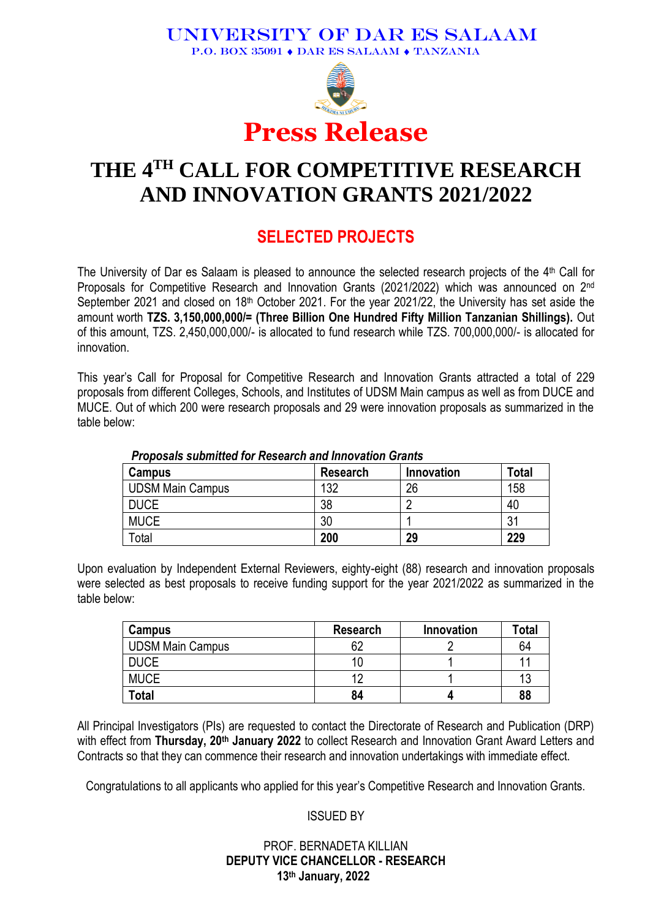# UNIVERSITY OF DAR ES SALAAM

P.O. BOX 35091 ♦ DAR ES SALAAM ♦ TANZANIA

# Press Release

# THE 4TH CALL FOR COMPETITIVE RESEARCH AND INNOVATION GRANTS 2021/2022

## SELECTED PROJECTS

The University of Dar es Salaam is pleased to announce the selected research projects of the 4th Call for Proposals for Competitive Research and Innovation Grants (2021/2022) which was announced on 2nd September 2021 and closed on 18th October 2021. For the year 2021/22, the University has set aside the amount worth **TZS. 3,150,000,000/= (Three Billion One Hundred Fifty Million Tanzanian Shillings).** Out of this amount, TZS. 2,450,000,000/- is allocated to fund research while TZS. 700,000,000/- is allocated for innovation.

This year's Call for Proposal for Competitive Research and Innovation Grants attracted a total of 229 proposals from different Colleges, Schools, and Institutes of UDSM Main campus as well as from DUCE and MUCE. Out of which 200 were research proposals and 29 were innovation proposals as summarized in the table below:

***Proposals submitted for Research and Innovation Grants***

| Campus | Research | Innovation | Total |
|---|---|---|---|
| UDSM Main Campus | 132 | 26 | 158 |
| DUCE | 38 | 2 | 40 |
| MUCE | 30 | 1 | 31 |
| Total | **200** | **29** | **229** |

Upon evaluation by Independent External Reviewers, eighty-eight (88) research and innovation proposals were selected as best proposals to receive funding support for the year 2021/2022 as summarized in the table below:

| Campus | Research | Innovation | Total |
|---|---|---|---|
| UDSM Main Campus | 62 | 2 | 64 |
| DUCE | 10 | 1 | 11 |
| MUCE | 12 | 1 | 13 |
| **Total** | **84** | **4** | **88** |

All Principal Investigators (PIs) are requested to contact the Directorate of Research and Publication (DRP) with effect from **Thursday, 20th January 2022** to collect Research and Innovation Grant Award Letters and Contracts so that they can commence their research and innovation undertakings with immediate effect.

Congratulations to all applicants who applied for this year's Competitive Research and Innovation Grants.

ISSUED BY

PROF. BERNADETA KILLIAN
**DEPUTY VICE CHANCELLOR - RESEARCH**
**13th January, 2022**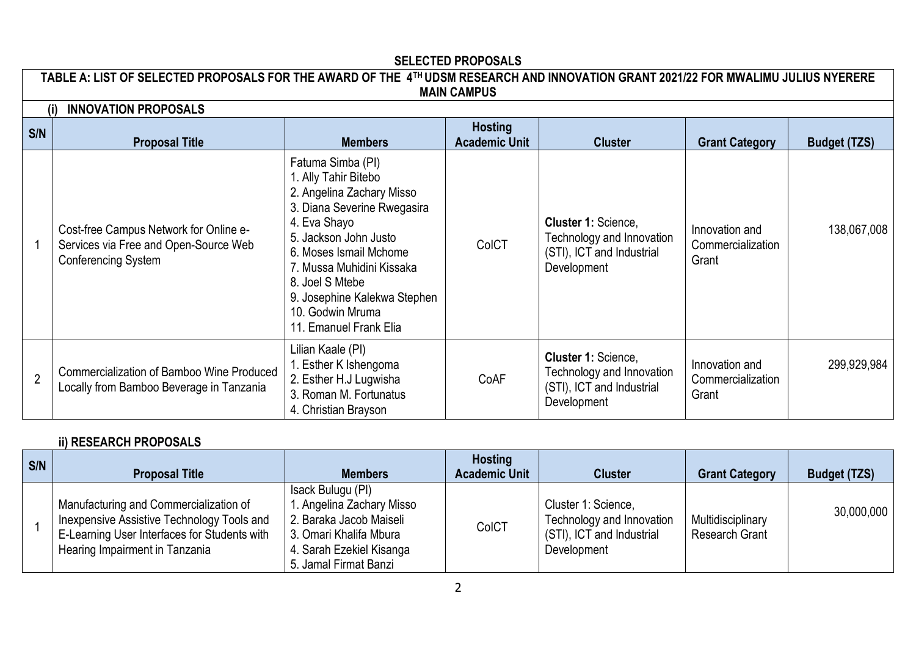**SELECTED PROPOSALS**

**TABLE A: LIST OF SELECTED PROPOSALS FOR THE AWARD OF THE 4TH UDSM RESEARCH AND INNOVATION GRANT 2021/22 FOR MWALIMU JULIUS NYERERE MAIN CAMPUS**

**(i) INNOVATION PROPOSALS**

| S/N | Proposal Title | Members | Hosting Academic Unit | Cluster | Grant Category | Budget (TZS) |
|---|---|---|---|---|---|---|
| 1 | Cost-free Campus Network for Online e-Services via Free and Open-Source Web Conferencing System | Fatuma Simba (PI)<br>1. Ally Tahir Bitebo<br>2. Angelina Zachary Misso<br>3. Diana Severine Rwegasira<br>4. Eva Shayo<br>5. Jackson John Justo<br>6. Moses Ismail Mchome<br>7. Mussa Muhidini Kissaka<br>8. Joel S Mtebe<br>9. Josephine Kalekwa Stephen<br>10. Godwin Mruma<br>11. Emanuel Frank Elia | CoICT | **Cluster 1:** Science, Technology and Innovation (STI), ICT and Industrial Development | Innovation and Commercialization Grant | 138,067,008 |
| 2 | Commercialization of Bamboo Wine Produced Locally from Bamboo Beverage in Tanzania | Lilian Kaale (PI)<br>1. Esther K Ishengoma<br>2. Esther H.J Lugwisha<br>3. Roman M. Fortunatus<br>4. Christian Brayson | CoAF | **Cluster 1:** Science, Technology and Innovation (STI), ICT and Industrial Development | Innovation and Commercialization Grant | 299,929,984 |

**ii) RESEARCH PROPOSALS**

| S/N | Proposal Title | Members | Hosting Academic Unit | Cluster | Grant Category | Budget (TZS) |
|---|---|---|---|---|---|---|
| 1 | Manufacturing and Commercialization of Inexpensive Assistive Technology Tools and E-Learning User Interfaces for Students with Hearing Impairment in Tanzania | Isack Bulugu (PI)<br>1. Angelina Zachary Misso<br>2. Baraka Jacob Maiseli<br>3. Omari Khalifa Mbura<br>4. Sarah Ezekiel Kisanga<br>5. Jamal Firmat Banzi | CoICT | Cluster 1: Science, Technology and Innovation (STI), ICT and Industrial Development | Multidisciplinary Research Grant | 30,000,000 |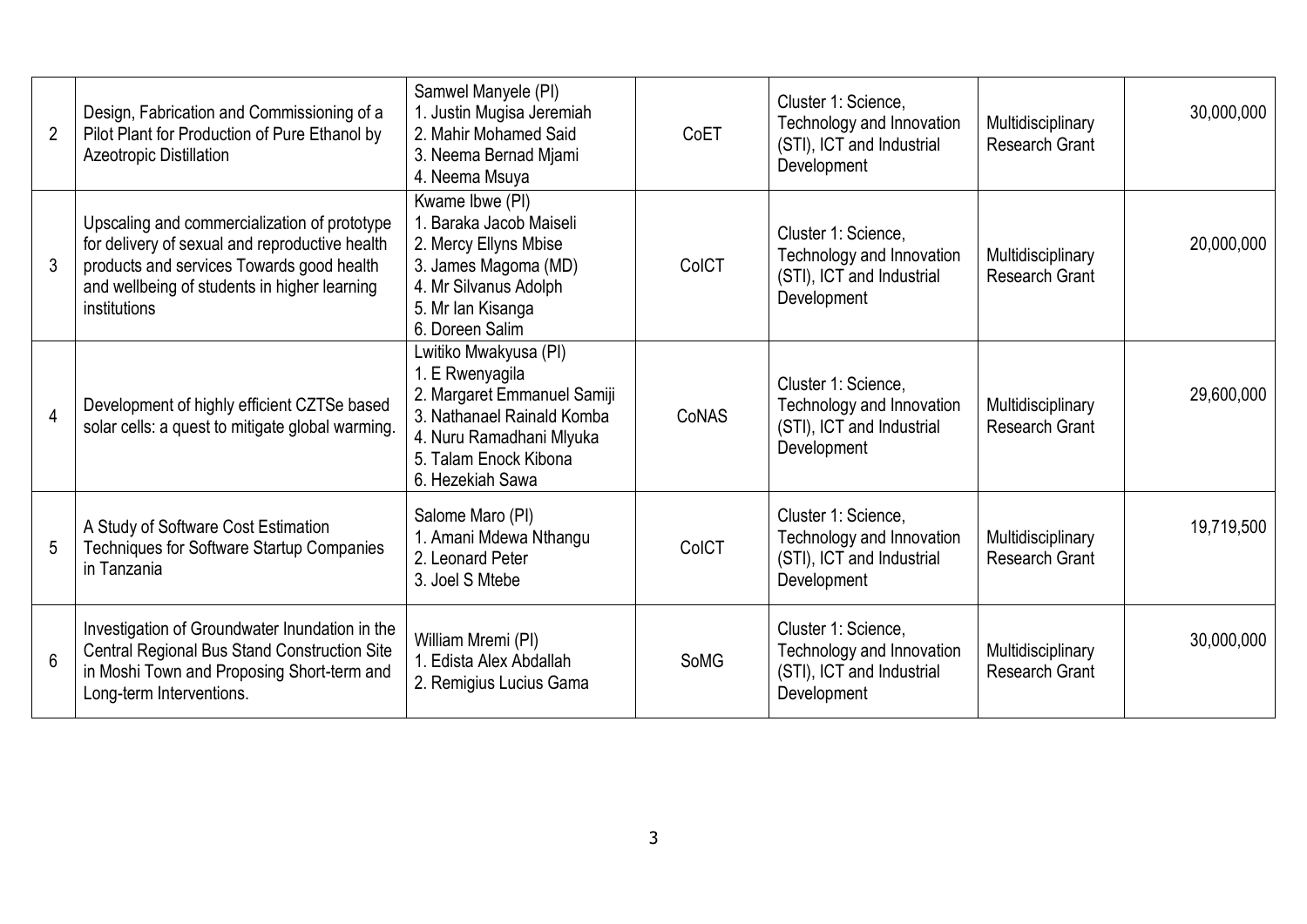| 2 | Design, Fabrication and Commissioning of a Pilot Plant for Production of Pure Ethanol by Azeotropic Distillation | Samwel Manyele (PI)<br>1. Justin Mugisa Jeremiah<br>2. Mahir Mohamed Said<br>3. Neema Bernad Mjami<br>4. Neema Msuya | CoET | Cluster 1: Science, Technology and Innovation (STI), ICT and Industrial Development | Multidisciplinary Research Grant | 30,000,000 |
|---|---|---|---|---|---|---|
| 3 | Upscaling and commercialization of prototype for delivery of sexual and reproductive health products and services Towards good health and wellbeing of students in higher learning institutions | Kwame Ibwe (PI)<br>1. Baraka Jacob Maiseli<br>2. Mercy Ellyns Mbise<br>3. James Magoma (MD)<br>4. Mr Silvanus Adolph<br>5. Mr Ian Kisanga<br>6. Doreen Salim | CoICT | Cluster 1: Science, Technology and Innovation (STI), ICT and Industrial Development | Multidisciplinary Research Grant | 20,000,000 |
| 4 | Development of highly efficient CZTSe based solar cells: a quest to mitigate global warming. | Lwitiko Mwakyusa (PI)<br>1. E Rwenyagila<br>2. Margaret Emmanuel Samiji<br>3. Nathanael Rainald Komba<br>4. Nuru Ramadhani Mlyuka<br>5. Talam Enock Kibona<br>6. Hezekiah Sawa | CoNAS | Cluster 1: Science, Technology and Innovation (STI), ICT and Industrial Development | Multidisciplinary Research Grant | 29,600,000 |
| 5 | A Study of Software Cost Estimation Techniques for Software Startup Companies in Tanzania | Salome Maro (PI)<br>1. Amani Mdewa Nthangu<br>2. Leonard Peter<br>3. Joel S Mtebe | CoICT | Cluster 1: Science, Technology and Innovation (STI), ICT and Industrial Development | Multidisciplinary Research Grant | 19,719,500 |
| 6 | Investigation of Groundwater Inundation in the Central Regional Bus Stand Construction Site in Moshi Town and Proposing Short-term and Long-term Interventions. | William Mremi (PI)<br>1. Edista Alex Abdallah<br>2. Remigius Lucius Gama | SoMG | Cluster 1: Science, Technology and Innovation (STI), ICT and Industrial Development | Multidisciplinary Research Grant | 30,000,000 |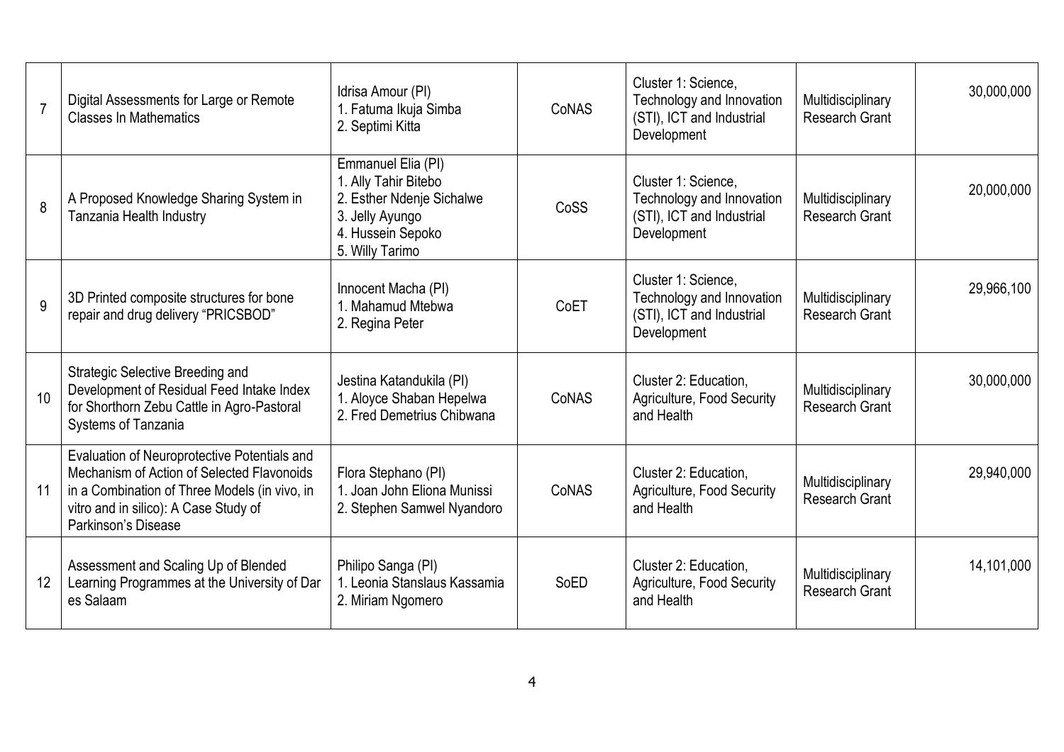| | | | | | | |
|---|---|---|---|---|---|---|
| 7 | Digital Assessments for Large or Remote Classes In Mathematics | Idrisa Amour (PI)<br>1. Fatuma Ikuja Simba<br>2. Septimi Kitta | CoNAS | Cluster 1: Science, Technology and Innovation (STI), ICT and Industrial Development | Multidisciplinary Research Grant | 30,000,000 |
| 8 | A Proposed Knowledge Sharing System in Tanzania Health Industry | Emmanuel Elia (PI)<br>1. Ally Tahir Bitebo<br>2. Esther Ndenje Sichalwe<br>3. Jelly Ayungo<br>4. Hussein Sepoko<br>5. Willy Tarimo | CoSS | Cluster 1: Science, Technology and Innovation (STI), ICT and Industrial Development | Multidisciplinary Research Grant | 20,000,000 |
| 9 | 3D Printed composite structures for bone repair and drug delivery "PRICSBOD" | Innocent Macha (PI)<br>1. Mahamud Mtebwa<br>2. Regina Peter | CoET | Cluster 1: Science, Technology and Innovation (STI), ICT and Industrial Development | Multidisciplinary Research Grant | 29,966,100 |
| 10 | Strategic Selective Breeding and Development of Residual Feed Intake Index for Shorthorn Zebu Cattle in Agro-Pastoral Systems of Tanzania | Jestina Katandukila (PI)<br>1. Aloyce Shaban Hepelwa<br>2. Fred Demetrius Chibwana | CoNAS | Cluster 2: Education, Agriculture, Food Security and Health | Multidisciplinary Research Grant | 30,000,000 |
| 11 | Evaluation of Neuroprotective Potentials and Mechanism of Action of Selected Flavonoids in a Combination of Three Models (in vivo, in vitro and in silico): A Case Study of Parkinson's Disease | Flora Stephano (PI)<br>1. Joan John Eliona Munissi<br>2. Stephen Samwel Nyandoro | CoNAS | Cluster 2: Education, Agriculture, Food Security and Health | Multidisciplinary Research Grant | 29,940,000 |
| 12 | Assessment and Scaling Up of Blended Learning Programmes at the University of Dar es Salaam | Philipo Sanga (PI)<br>1. Leonia Stanslaus Kassamia<br>2. Miriam Ngomero | SoED | Cluster 2: Education, Agriculture, Food Security and Health | Multidisciplinary Research Grant | 14,101,000 |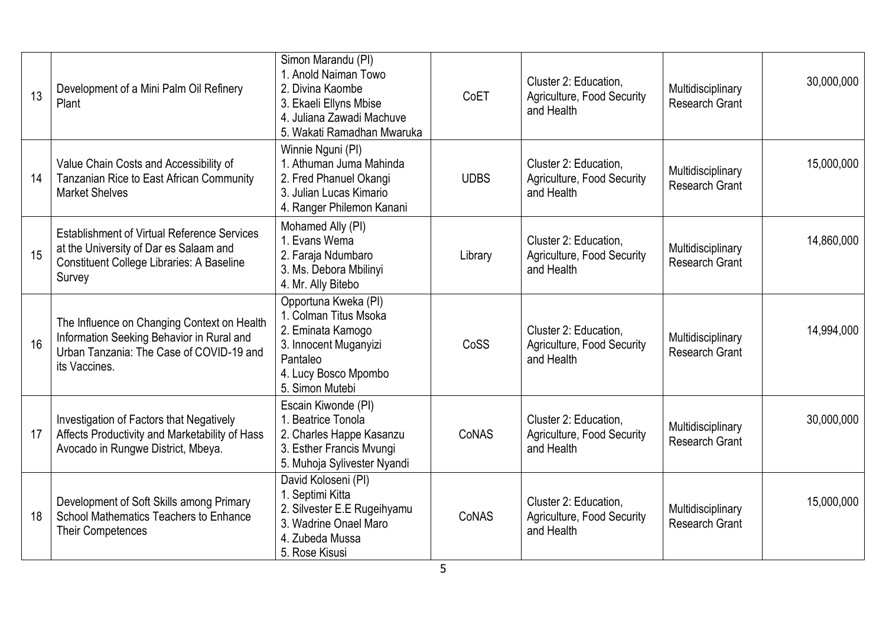| 13 | Development of a Mini Palm Oil Refinery Plant | Simon Marandu (PI)<br>1. Anold Naiman Towo<br>2. Divina Kaombe<br>3. Ekaeli Ellyns Mbise<br>4. Juliana Zawadi Machuve<br>5. Wakati Ramadhan Mwaruka | CoET | Cluster 2: Education, Agriculture, Food Security and Health | Multidisciplinary Research Grant | 30,000,000 |
|---|---|---|---|---|---|---|
| 14 | Value Chain Costs and Accessibility of Tanzanian Rice to East African Community Market Shelves | Winnie Nguni (PI)<br>1. Athuman Juma Mahinda<br>2. Fred Phanuel Okangi<br>3. Julian Lucas Kimario<br>4. Ranger Philemon Kanani | UDBS | Cluster 2: Education, Agriculture, Food Security and Health | Multidisciplinary Research Grant | 15,000,000 |
| 15 | Establishment of Virtual Reference Services at the University of Dar es Salaam and Constituent College Libraries: A Baseline Survey | Mohamed Ally (PI)<br>1. Evans Wema<br>2. Faraja Ndumbaro<br>3. Ms. Debora Mbilinyi<br>4. Mr. Ally Bitebo | Library | Cluster 2: Education, Agriculture, Food Security and Health | Multidisciplinary Research Grant | 14,860,000 |
| 16 | The Influence on Changing Context on Health Information Seeking Behavior in Rural and Urban Tanzania: The Case of COVID-19 and its Vaccines. | Opportuna Kweka (PI)<br>1. Colman Titus Msoka<br>2. Eminata Kamogo<br>3. Innocent Muganyizi Pantaleo<br>4. Lucy Bosco Mpombo<br>5. Simon Mutebi | CoSS | Cluster 2: Education, Agriculture, Food Security and Health | Multidisciplinary Research Grant | 14,994,000 |
| 17 | Investigation of Factors that Negatively Affects Productivity and Marketability of Hass Avocado in Rungwe District, Mbeya. | Escain Kiwonde (PI)<br>1. Beatrice Tonola<br>2. Charles Happe Kasanzu<br>3. Esther Francis Mvungi<br>5. Muhoja Sylivester Nyandi | CoNAS | Cluster 2: Education, Agriculture, Food Security and Health | Multidisciplinary Research Grant | 30,000,000 |
| 18 | Development of Soft Skills among Primary School Mathematics Teachers to Enhance Their Competences | David Koloseni (PI)<br>1. Septimi Kitta<br>2. Silvester E.E Rugeihyamu<br>3. Wadrine Onael Maro<br>4. Zubeda Mussa<br>5. Rose Kisusi | CoNAS | Cluster 2: Education, Agriculture, Food Security and Health | Multidisciplinary Research Grant | 15,000,000 |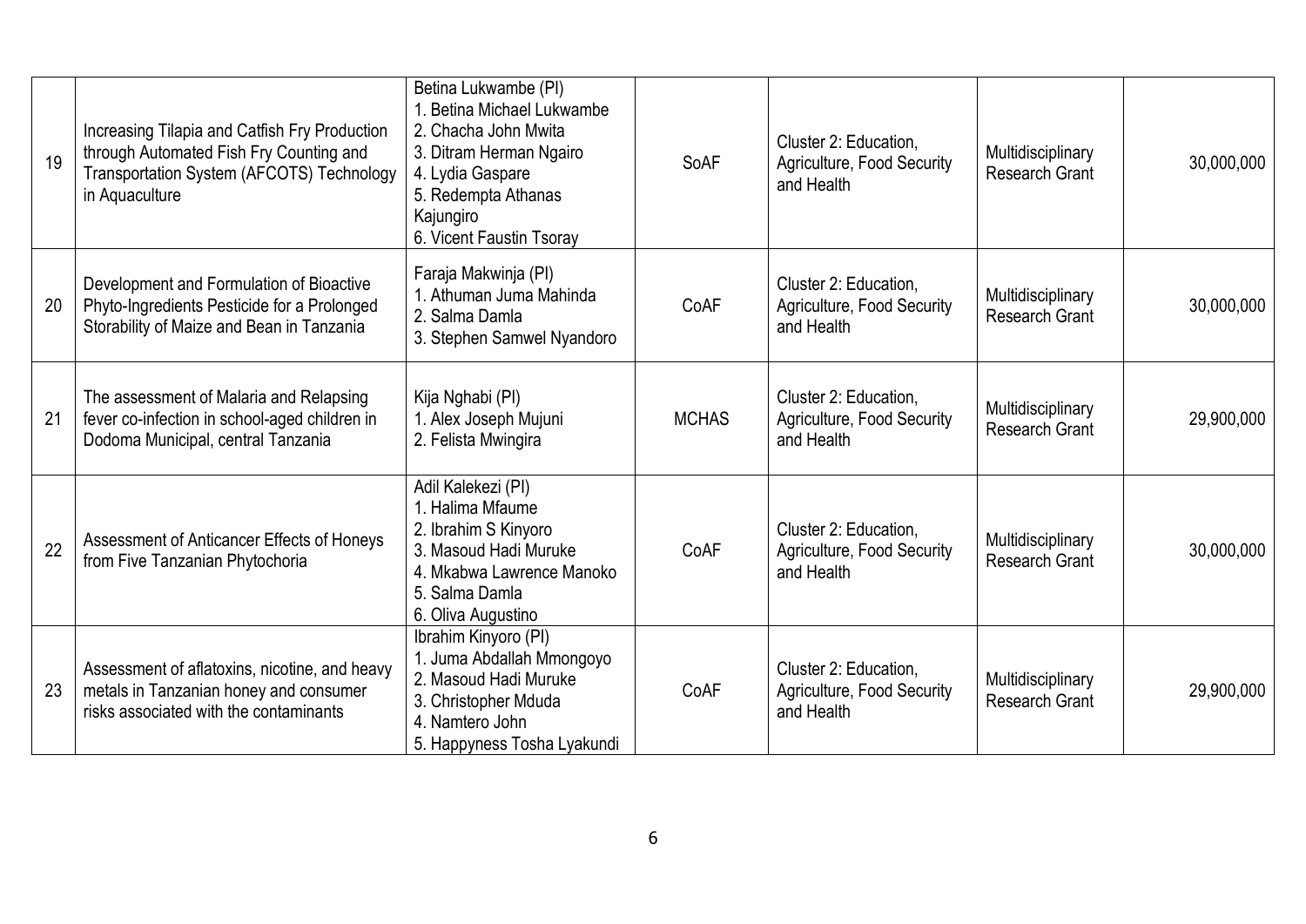| 19 | Increasing Tilapia and Catfish Fry Production through Automated Fish Fry Counting and Transportation System (AFCOTS) Technology in Aquaculture | Betina Lukwambe (PI)<br>1. Betina Michael Lukwambe<br>2. Chacha John Mwita<br>3. Ditram Herman Ngairo<br>4. Lydia Gaspare<br>5. Redempta Athanas Kajungiro<br>6. Vicent Faustin Tsoray | SoAF | Cluster 2: Education, Agriculture, Food Security and Health | Multidisciplinary Research Grant | 30,000,000 |
|---|---|---|---|---|---|---|
| 20 | Development and Formulation of Bioactive Phyto-Ingredients Pesticide for a Prolonged Storability of Maize and Bean in Tanzania | Faraja Makwinja (PI)<br>1. Athuman Juma Mahinda<br>2. Salma Damla<br>3. Stephen Samwel Nyandoro | CoAF | Cluster 2: Education, Agriculture, Food Security and Health | Multidisciplinary Research Grant | 30,000,000 |
| 21 | The assessment of Malaria and Relapsing fever co-infection in school-aged children in Dodoma Municipal, central Tanzania | Kija Nghabi (PI)<br>1. Alex Joseph Mujuni<br>2. Felista Mwingira | MCHAS | Cluster 2: Education, Agriculture, Food Security and Health | Multidisciplinary Research Grant | 29,900,000 |
| 22 | Assessment of Anticancer Effects of Honeys from Five Tanzanian Phytochoria | Adil Kalekezi (PI)<br>1. Halima Mfaume<br>2. Ibrahim S Kinyoro<br>3. Masoud Hadi Muruke<br>4. Mkabwa Lawrence Manoko<br>5. Salma Damla<br>6. Oliva Augustino | CoAF | Cluster 2: Education, Agriculture, Food Security and Health | Multidisciplinary Research Grant | 30,000,000 |
| 23 | Assessment of aflatoxins, nicotine, and heavy metals in Tanzanian honey and consumer risks associated with the contaminants | Ibrahim Kinyoro (PI)<br>1. Juma Abdallah Mmongoyo<br>2. Masoud Hadi Muruke<br>3. Christopher Mduda<br>4. Namtero John<br>5. Happyness Tosha Lyakundi | CoAF | Cluster 2: Education, Agriculture, Food Security and Health | Multidisciplinary Research Grant | 29,900,000 |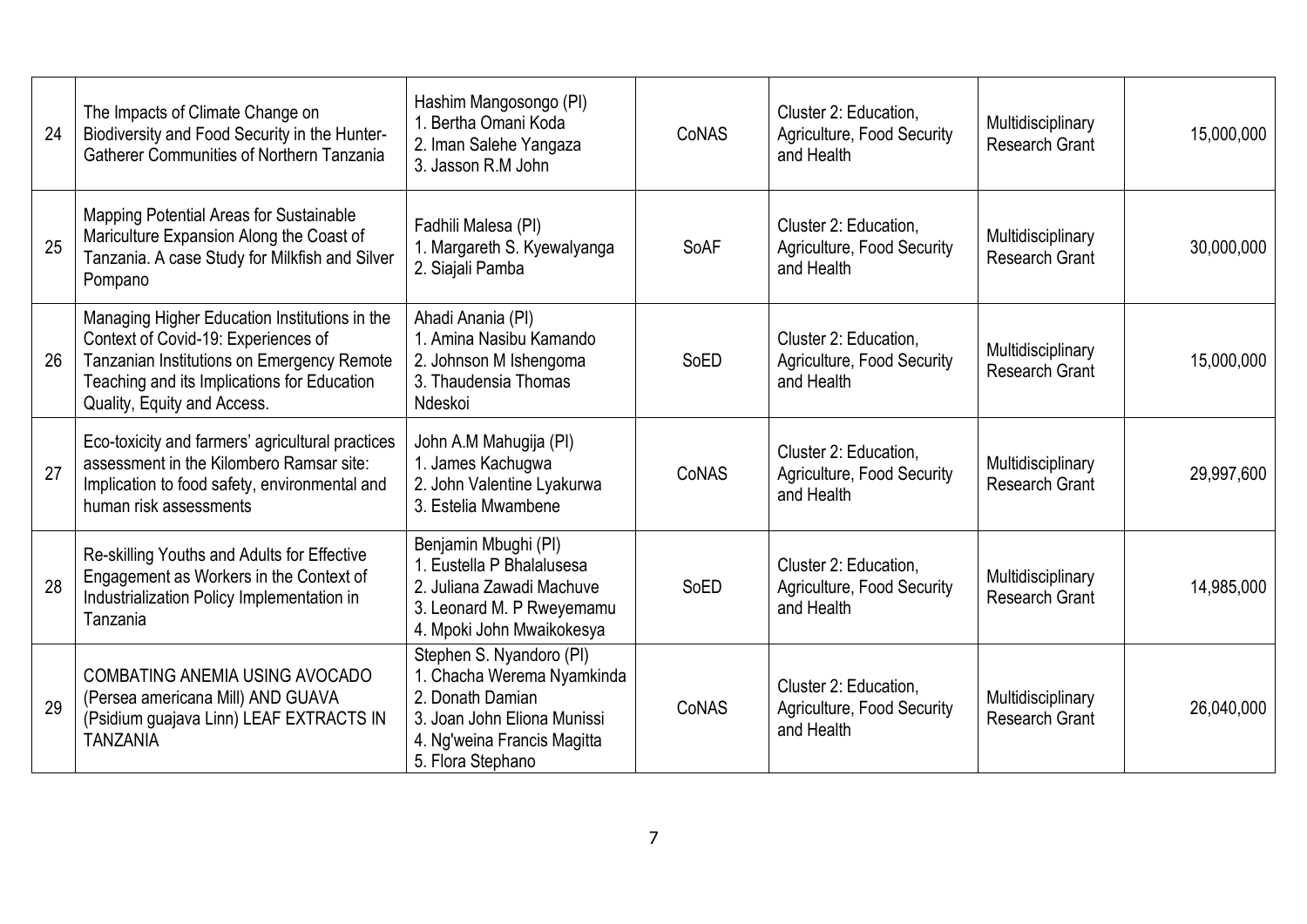| 24 | The Impacts of Climate Change on Biodiversity and Food Security in the Hunter-Gatherer Communities of Northern Tanzania | Hashim Mangosongo (PI)<br>1. Bertha Omani Koda<br>2. Iman Salehe Yangaza<br>3. Jasson R.M John | CoNAS | Cluster 2: Education, Agriculture, Food Security and Health | Multidisciplinary Research Grant | 15,000,000 |
|---|---|---|---|---|---|---|
| 25 | Mapping Potential Areas for Sustainable Mariculture Expansion Along the Coast of Tanzania. A case Study for Milkfish and Silver Pompano | Fadhili Malesa (PI)<br>1. Margareth S. Kyewalyanga<br>2. Siajali Pamba | SoAF | Cluster 2: Education, Agriculture, Food Security and Health | Multidisciplinary Research Grant | 30,000,000 |
| 26 | Managing Higher Education Institutions in the Context of Covid-19: Experiences of Tanzanian Institutions on Emergency Remote Teaching and its Implications for Education Quality, Equity and Access. | Ahadi Anania (PI)<br>1. Amina Nasibu Kamando<br>2. Johnson M Ishengoma<br>3. Thaudensia Thomas Ndeskoi | SoED | Cluster 2: Education, Agriculture, Food Security and Health | Multidisciplinary Research Grant | 15,000,000 |
| 27 | Eco-toxicity and farmers' agricultural practices assessment in the Kilombero Ramsar site: Implication to food safety, environmental and human risk assessments | John A.M Mahugija (PI)<br>1. James Kachugwa<br>2. John Valentine Lyakurwa<br>3. Estelia Mwambene | CoNAS | Cluster 2: Education, Agriculture, Food Security and Health | Multidisciplinary Research Grant | 29,997,600 |
| 28 | Re-skilling Youths and Adults for Effective Engagement as Workers in the Context of Industrialization Policy Implementation in Tanzania | Benjamin Mbughi (PI)<br>1. Eustella P Bhalalusesa<br>2. Juliana Zawadi Machuve<br>3. Leonard M. P Rweyemamu<br>4. Mpoki John Mwaikokesya | SoED | Cluster 2: Education, Agriculture, Food Security and Health | Multidisciplinary Research Grant | 14,985,000 |
| 29 | COMBATING ANEMIA USING AVOCADO (Persea americana Mill) AND GUAVA (Psidium guajava Linn) LEAF EXTRACTS IN TANZANIA | Stephen S. Nyandoro (PI)<br>1. Chacha Werema Nyamkinda<br>2. Donath Damian<br>3. Joan John Eliona Munissi<br>4. Ng'weina Francis Magitta<br>5. Flora Stephano | CoNAS | Cluster 2: Education, Agriculture, Food Security and Health | Multidisciplinary Research Grant | 26,040,000 |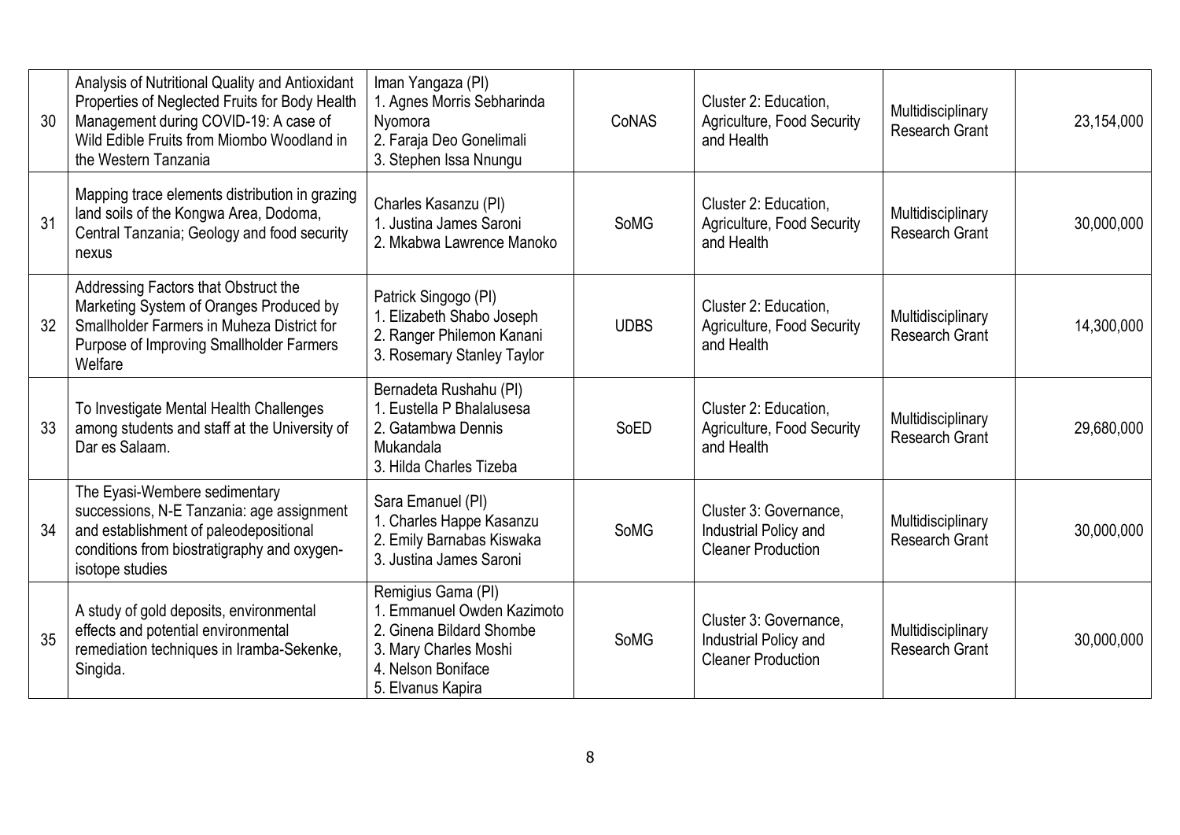| 30 | Analysis of Nutritional Quality and Antioxidant Properties of Neglected Fruits for Body Health Management during COVID-19: A case of Wild Edible Fruits from Miombo Woodland in the Western Tanzania | Iman Yangaza (PI)<br>1. Agnes Morris Sebharinda Nyomora<br>2. Faraja Deo Gonelimali<br>3. Stephen Issa Nnungu | CoNAS | Cluster 2: Education, Agriculture, Food Security and Health | Multidisciplinary Research Grant | 23,154,000 |
|---|---|---|---|---|---|---|
| 31 | Mapping trace elements distribution in grazing land soils of the Kongwa Area, Dodoma, Central Tanzania; Geology and food security nexus | Charles Kasanzu (PI)<br>1. Justina James Saroni<br>2. Mkabwa Lawrence Manoko | SoMG | Cluster 2: Education, Agriculture, Food Security and Health | Multidisciplinary Research Grant | 30,000,000 |
| 32 | Addressing Factors that Obstruct the Marketing System of Oranges Produced by Smallholder Farmers in Muheza District for Purpose of Improving Smallholder Farmers Welfare | Patrick Singogo (PI)<br>1. Elizabeth Shabo Joseph<br>2. Ranger Philemon Kanani<br>3. Rosemary Stanley Taylor | UDBS | Cluster 2: Education, Agriculture, Food Security and Health | Multidisciplinary Research Grant | 14,300,000 |
| 33 | To Investigate Mental Health Challenges among students and staff at the University of Dar es Salaam. | Bernadeta Rushahu (PI)<br>1. Eustella P Bhalalusesa<br>2. Gatambwa Dennis Mukandala<br>3. Hilda Charles Tizeba | SoED | Cluster 2: Education, Agriculture, Food Security and Health | Multidisciplinary Research Grant | 29,680,000 |
| 34 | The Eyasi-Wembere sedimentary successions, N-E Tanzania: age assignment and establishment of paleodepositional conditions from biostratigraphy and oxygen-isotope studies | Sara Emanuel (PI)<br>1. Charles Happe Kasanzu<br>2. Emily Barnabas Kiswaka<br>3. Justina James Saroni | SoMG | Cluster 3: Governance, Industrial Policy and Cleaner Production | Multidisciplinary Research Grant | 30,000,000 |
| 35 | A study of gold deposits, environmental effects and potential environmental remediation techniques in Iramba-Sekenke, Singida. | Remigius Gama (PI)<br>1. Emmanuel Owden Kazimoto<br>2. Ginena Bildard Shombe<br>3. Mary Charles Moshi<br>4. Nelson Boniface<br>5. Elvanus Kapira | SoMG | Cluster 3: Governance, Industrial Policy and Cleaner Production | Multidisciplinary Research Grant | 30,000,000 |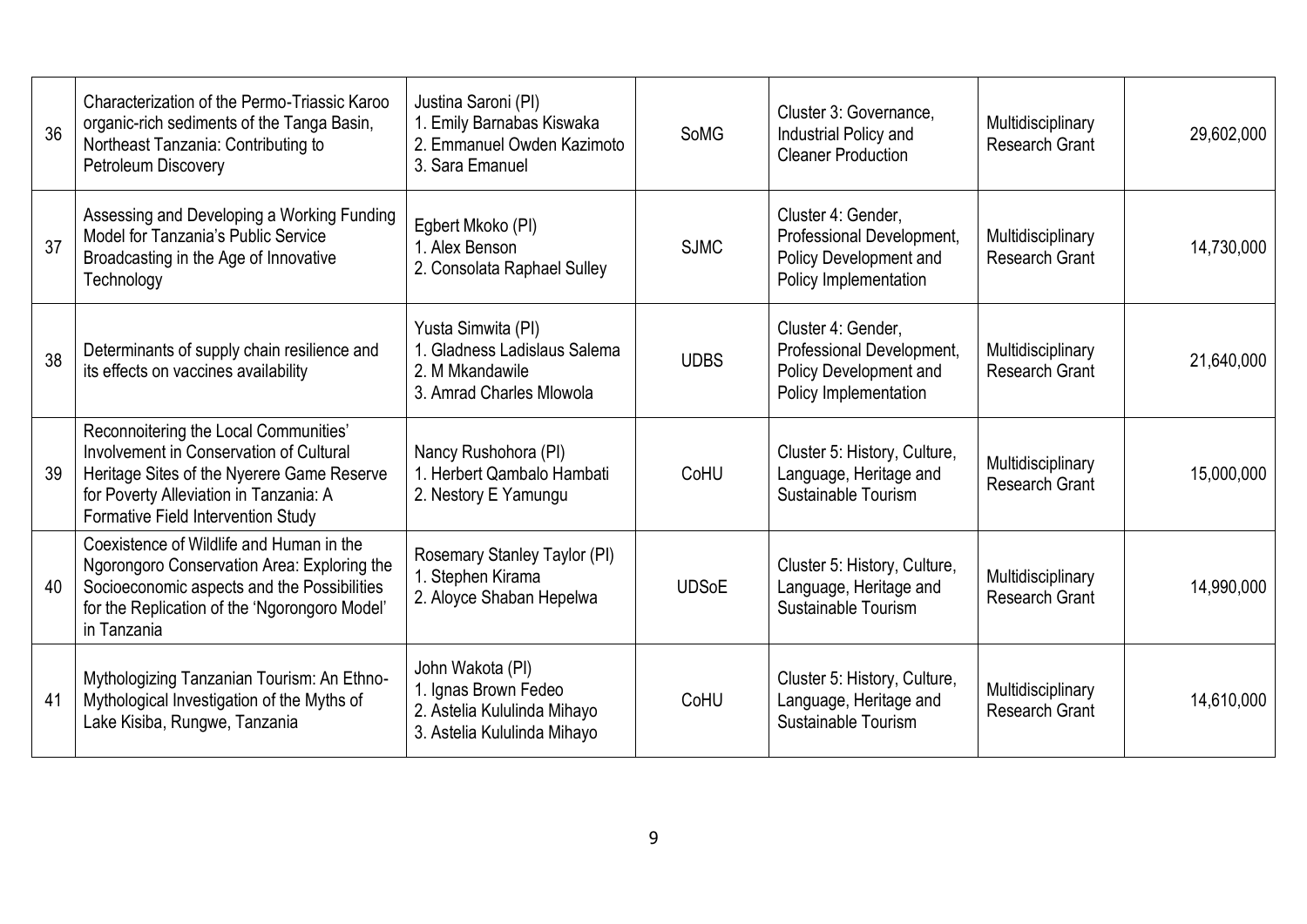| 36 | Characterization of the Permo-Triassic Karoo organic-rich sediments of the Tanga Basin, Northeast Tanzania: Contributing to Petroleum Discovery | Justina Saroni (PI)<br>1. Emily Barnabas Kiswaka<br>2. Emmanuel Owden Kazimoto<br>3. Sara Emanuel | SoMG | Cluster 3: Governance, Industrial Policy and Cleaner Production | Multidisciplinary Research Grant | 29,602,000 |
|---|---|---|---|---|---|---|
| 37 | Assessing and Developing a Working Funding Model for Tanzania's Public Service Broadcasting in the Age of Innovative Technology | Egbert Mkoko (PI)<br>1. Alex Benson<br>2. Consolata Raphael Sulley | SJMC | Cluster 4: Gender, Professional Development, Policy Development and Policy Implementation | Multidisciplinary Research Grant | 14,730,000 |
| 38 | Determinants of supply chain resilience and its effects on vaccines availability | Yusta Simwita (PI)<br>1. Gladness Ladislaus Salema<br>2. M Mkandawile<br>3. Amrad Charles Mlowola | UDBS | Cluster 4: Gender, Professional Development, Policy Development and Policy Implementation | Multidisciplinary Research Grant | 21,640,000 |
| 39 | Reconnoitering the Local Communities' Involvement in Conservation of Cultural Heritage Sites of the Nyerere Game Reserve for Poverty Alleviation in Tanzania: A Formative Field Intervention Study | Nancy Rushohora (PI)<br>1. Herbert Qambalo Hambati<br>2. Nestory E Yamungu | CoHU | Cluster 5: History, Culture, Language, Heritage and Sustainable Tourism | Multidisciplinary Research Grant | 15,000,000 |
| 40 | Coexistence of Wildlife and Human in the Ngorongoro Conservation Area: Exploring the Socioeconomic aspects and the Possibilities for the Replication of the 'Ngorongoro Model' in Tanzania | Rosemary Stanley Taylor (PI)<br>1. Stephen Kirama<br>2. Aloyce Shaban Hepelwa | UDSoE | Cluster 5: History, Culture, Language, Heritage and Sustainable Tourism | Multidisciplinary Research Grant | 14,990,000 |
| 41 | Mythologizing Tanzanian Tourism: An Ethno-Mythological Investigation of the Myths of Lake Kisiba, Rungwe, Tanzania | John Wakota (PI)<br>1. Ignas Brown Fedeo<br>2. Astelia Kululinda Mihayo<br>3. Astelia Kululinda Mihayo | CoHU | Cluster 5: History, Culture, Language, Heritage and Sustainable Tourism | Multidisciplinary Research Grant | 14,610,000 |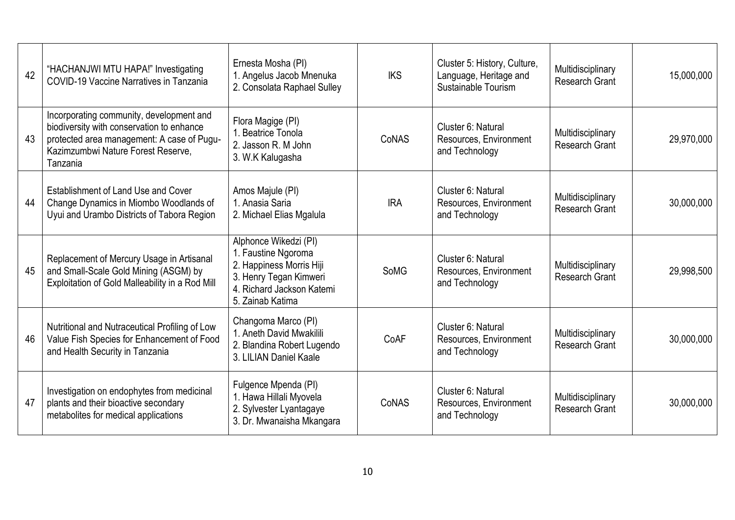| 42 | "HACHANJWI MTU HAPA!" Investigating COVID-19 Vaccine Narratives in Tanzania | Ernesta Mosha (PI)<br>1. Angelus Jacob Mnenuka<br>2. Consolata Raphael Sulley | IKS | Cluster 5: History, Culture, Language, Heritage and Sustainable Tourism | Multidisciplinary Research Grant | 15,000,000 |
|---|---|---|---|---|---|---|
| 43 | Incorporating community, development and biodiversity with conservation to enhance protected area management: A case of Pugu-Kazimzumbwi Nature Forest Reserve, Tanzania | Flora Magige (PI)<br>1. Beatrice Tonola<br>2. Jasson R. M John<br>3. W.K Kalugasha | CoNAS | Cluster 6: Natural Resources, Environment and Technology | Multidisciplinary Research Grant | 29,970,000 |
| 44 | Establishment of Land Use and Cover Change Dynamics in Miombo Woodlands of Uyui and Urambo Districts of Tabora Region | Amos Majule (PI)<br>1. Anasia Saria<br>2. Michael Elias Mgalula | IRA | Cluster 6: Natural Resources, Environment and Technology | Multidisciplinary Research Grant | 30,000,000 |
| 45 | Replacement of Mercury Usage in Artisanal and Small-Scale Gold Mining (ASGM) by Exploitation of Gold Malleability in a Rod Mill | Alphonce Wikedzi (PI)<br>1. Faustine Ngoroma<br>2. Happiness Morris Hiji<br>3. Henry Tegan Kimweri<br>4. Richard Jackson Katemi<br>5. Zainab Katima | SoMG | Cluster 6: Natural Resources, Environment and Technology | Multidisciplinary Research Grant | 29,998,500 |
| 46 | Nutritional and Nutraceutical Profiling of Low Value Fish Species for Enhancement of Food and Health Security in Tanzania | Changoma Marco (PI)<br>1. Aneth David Mwakilili<br>2. Blandina Robert Lugendo<br>3. LILIAN Daniel Kaale | CoAF | Cluster 6: Natural Resources, Environment and Technology | Multidisciplinary Research Grant | 30,000,000 |
| 47 | Investigation on endophytes from medicinal plants and their bioactive secondary metabolites for medical applications | Fulgence Mpenda (PI)<br>1. Hawa Hillali Myovela<br>2. Sylvester Lyantagaye<br>3. Dr. Mwanaisha Mkangara | CoNAS | Cluster 6: Natural Resources, Environment and Technology | Multidisciplinary Research Grant | 30,000,000 |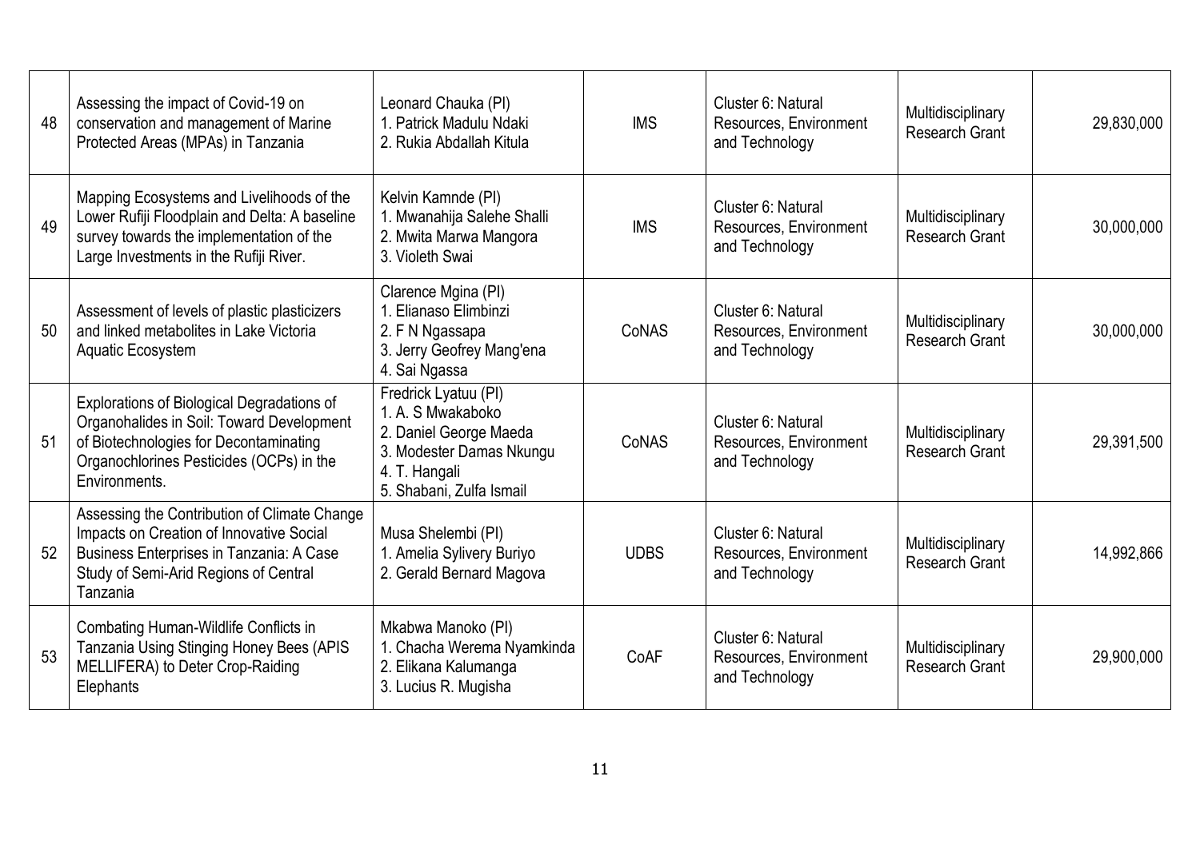| 48 | Assessing the impact of Covid-19 on conservation and management of Marine Protected Areas (MPAs) in Tanzania | Leonard Chauka (PI)<br>1. Patrick Madulu Ndaki<br>2. Rukia Abdallah Kitula | IMS | Cluster 6: Natural Resources, Environment and Technology | Multidisciplinary Research Grant | 29,830,000 |
|---|---|---|---|---|---|---|
| 49 | Mapping Ecosystems and Livelihoods of the Lower Rufiji Floodplain and Delta: A baseline survey towards the implementation of the Large Investments in the Rufiji River. | Kelvin Kamnde (PI)<br>1. Mwanahija Salehe Shalli<br>2. Mwita Marwa Mangora<br>3. Violeth Swai | IMS | Cluster 6: Natural Resources, Environment and Technology | Multidisciplinary Research Grant | 30,000,000 |
| 50 | Assessment of levels of plastic plasticizers and linked metabolites in Lake Victoria Aquatic Ecosystem | Clarence Mgina (PI)<br>1. Elianaso Elimbinzi<br>2. F N Ngassapa<br>3. Jerry Geofrey Mang'ena<br>4. Sai Ngassa | CoNAS | Cluster 6: Natural Resources, Environment and Technology | Multidisciplinary Research Grant | 30,000,000 |
| 51 | Explorations of Biological Degradations of Organohalides in Soil: Toward Development of Biotechnologies for Decontaminating Organochlorines Pesticides (OCPs) in the Environments. | Fredrick Lyatuu (PI)<br>1. A. S Mwakaboko<br>2. Daniel George Maeda<br>3. Modester Damas Nkungu<br>4. T. Hangali<br>5. Shabani, Zulfa Ismail | CoNAS | Cluster 6: Natural Resources, Environment and Technology | Multidisciplinary Research Grant | 29,391,500 |
| 52 | Assessing the Contribution of Climate Change Impacts on Creation of Innovative Social Business Enterprises in Tanzania: A Case Study of Semi-Arid Regions of Central Tanzania | Musa Shelembi (PI)<br>1. Amelia Sylivery Buriyo<br>2. Gerald Bernard Magova | UDBS | Cluster 6: Natural Resources, Environment and Technology | Multidisciplinary Research Grant | 14,992,866 |
| 53 | Combating Human-Wildlife Conflicts in Tanzania Using Stinging Honey Bees (APIS MELLIFERA) to Deter Crop-Raiding Elephants | Mkabwa Manoko (PI)<br>1. Chacha Werema Nyamkinda<br>2. Elikana Kalumanga<br>3. Lucius R. Mugisha | CoAF | Cluster 6: Natural Resources, Environment and Technology | Multidisciplinary Research Grant | 29,900,000 |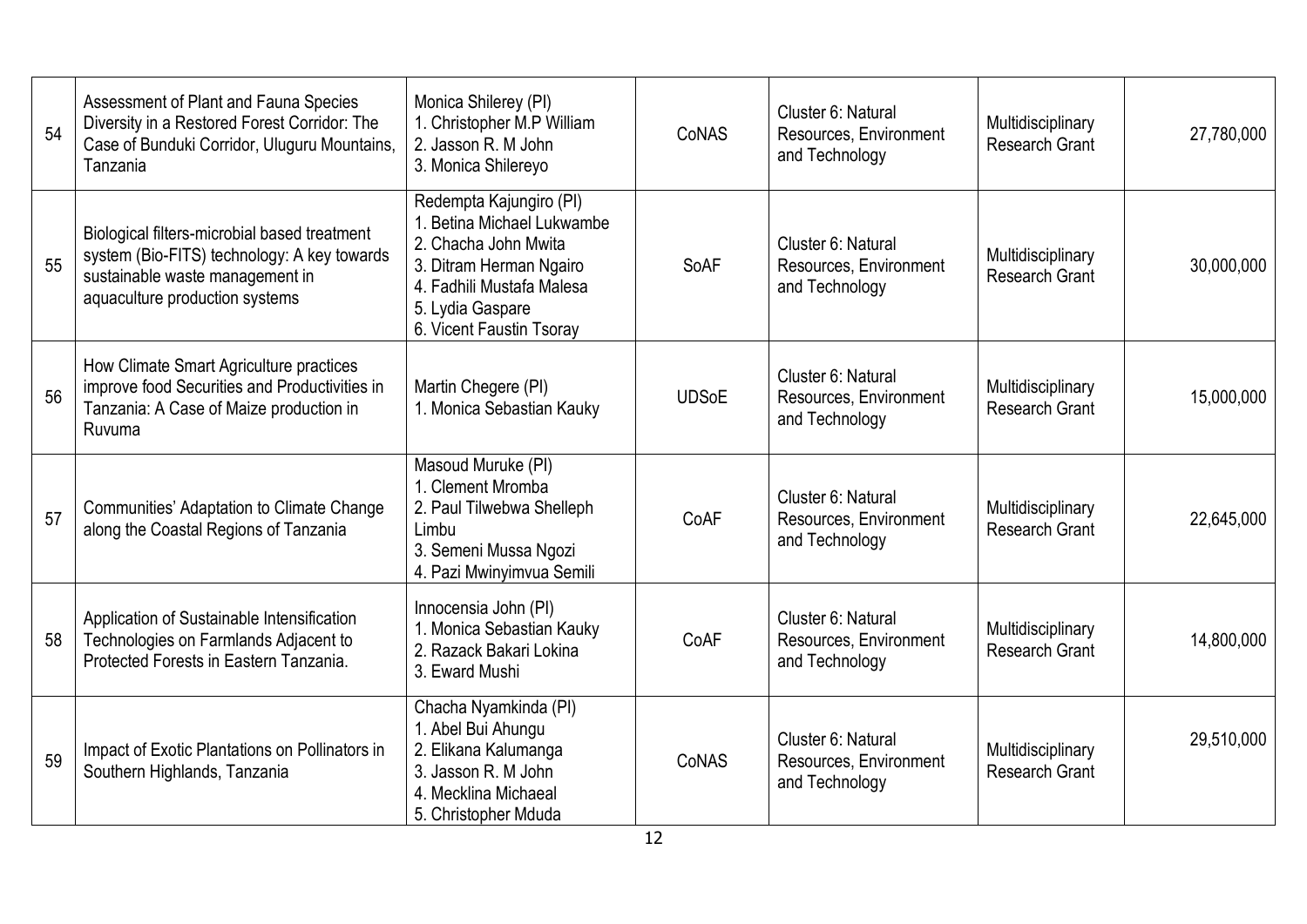| 54 | Assessment of Plant and Fauna Species Diversity in a Restored Forest Corridor: The Case of Bunduki Corridor, Uluguru Mountains, Tanzania | Monica Shilerey (PI)<br>1. Christopher M.P William<br>2. Jasson R. M John<br>3. Monica Shilereyo | CoNAS | Cluster 6: Natural Resources, Environment and Technology | Multidisciplinary Research Grant | 27,780,000 |
|---|---|---|---|---|---|---|
| 55 | Biological filters-microbial based treatment system (Bio-FITS) technology: A key towards sustainable waste management in aquaculture production systems | Redempta Kajungiro (PI)<br>1. Betina Michael Lukwambe<br>2. Chacha John Mwita<br>3. Ditram Herman Ngairo<br>4. Fadhili Mustafa Malesa<br>5. Lydia Gaspare<br>6. Vicent Faustin Tsoray | SoAF | Cluster 6: Natural Resources, Environment and Technology | Multidisciplinary Research Grant | 30,000,000 |
| 56 | How Climate Smart Agriculture practices improve food Securities and Productivities in Tanzania: A Case of Maize production in Ruvuma | Martin Chegere (PI)<br>1. Monica Sebastian Kauky | UDSoE | Cluster 6: Natural Resources, Environment and Technology | Multidisciplinary Research Grant | 15,000,000 |
| 57 | Communities' Adaptation to Climate Change along the Coastal Regions of Tanzania | Masoud Muruke (PI)<br>1. Clement Mromba<br>2. Paul Tilwebwa Shelleph Limbu<br>3. Semeni Mussa Ngozi<br>4. Pazi Mwinyimvua Semili | CoAF | Cluster 6: Natural Resources, Environment and Technology | Multidisciplinary Research Grant | 22,645,000 |
| 58 | Application of Sustainable Intensification Technologies on Farmlands Adjacent to Protected Forests in Eastern Tanzania. | Innocensia John (PI)<br>1. Monica Sebastian Kauky<br>2. Razack Bakari Lokina<br>3. Eward Mushi | CoAF | Cluster 6: Natural Resources, Environment and Technology | Multidisciplinary Research Grant | 14,800,000 |
| 59 | Impact of Exotic Plantations on Pollinators in Southern Highlands, Tanzania | Chacha Nyamkinda (PI)<br>1. Abel Bui Ahungu<br>2. Elikana Kalumanga<br>3. Jasson R. M John<br>4. Mecklina Michaeal<br>5. Christopher Mduda | CoNAS | Cluster 6: Natural Resources, Environment and Technology | Multidisciplinary Research Grant | 29,510,000 |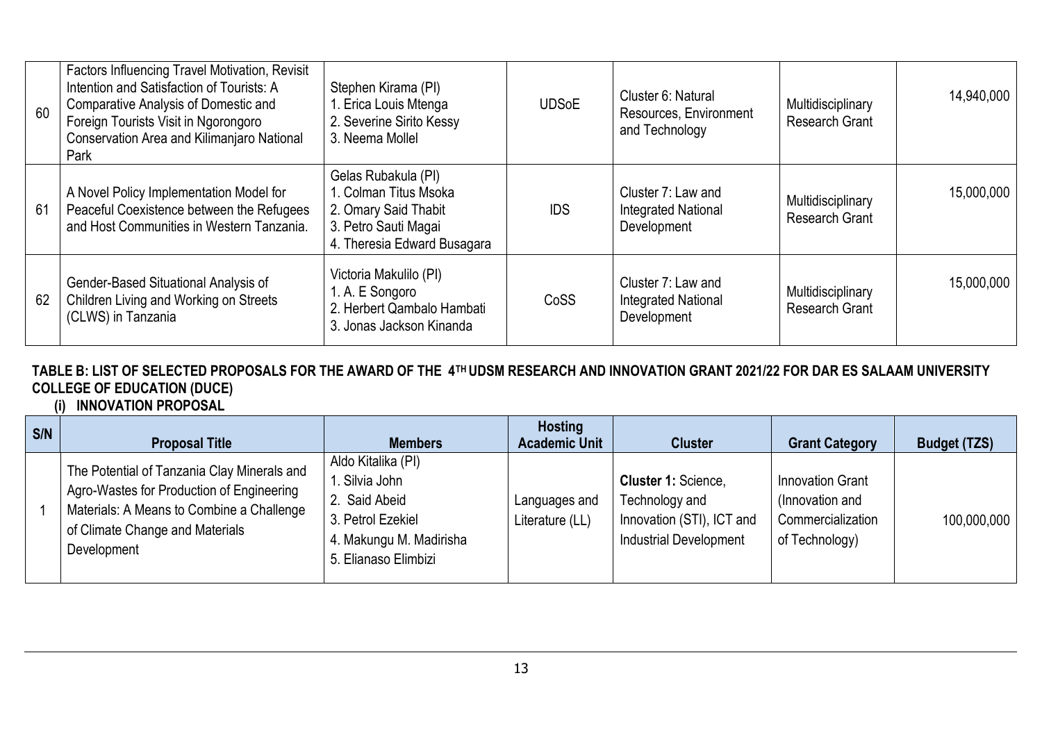| 60 | Factors Influencing Travel Motivation, Revisit Intention and Satisfaction of Tourists: A Comparative Analysis of Domestic and Foreign Tourists Visit in Ngorongoro Conservation Area and Kilimanjaro National Park | Stephen Kirama (PI)<br>1. Erica Louis Mtenga<br>2. Severine Sirito Kessy<br>3. Neema Mollel | UDSoE | Cluster 6: Natural Resources, Environment and Technology | Multidisciplinary Research Grant | 14,940,000 |
|---|---|---|---|---|---|---|
| 61 | A Novel Policy Implementation Model for Peaceful Coexistence between the Refugees and Host Communities in Western Tanzania. | Gelas Rubakula (PI)<br>1. Colman Titus Msoka<br>2. Omary Said Thabit<br>3. Petro Sauti Magai<br>4. Theresia Edward Busagara | IDS | Cluster 7: Law and Integrated National Development | Multidisciplinary Research Grant | 15,000,000 |
| 62 | Gender-Based Situational Analysis of Children Living and Working on Streets (CLWS) in Tanzania | Victoria Makulilo (PI)<br>1. A. E Songoro<br>2. Herbert Qambalo Hambati<br>3. Jonas Jackson Kinanda | CoSS | Cluster 7: Law and Integrated National Development | Multidisciplinary Research Grant | 15,000,000 |

**TABLE B: LIST OF SELECTED PROPOSALS FOR THE AWARD OF THE 4TH UDSM RESEARCH AND INNOVATION GRANT 2021/22 FOR DAR ES SALAAM UNIVERSITY COLLEGE OF EDUCATION (DUCE)**

**(i) INNOVATION PROPOSAL**

| S/N | Proposal Title | Members | Hosting Academic Unit | Cluster | Grant Category | Budget (TZS) |
|---|---|---|---|---|---|---|
| 1 | The Potential of Tanzania Clay Minerals and Agro-Wastes for Production of Engineering Materials: A Means to Combine a Challenge of Climate Change and Materials Development | Aldo Kitalika (PI)<br>1. Silvia John<br>2. Said Abeid<br>3. Petrol Ezekiel<br>4. Makungu M. Madirisha<br>5. Elianaso Elimbizi | Languages and Literature (LL) | **Cluster 1:** Science, Technology and Innovation (STI), ICT and Industrial Development | Innovation Grant (Innovation and Commercialization of Technology) | 100,000,000 |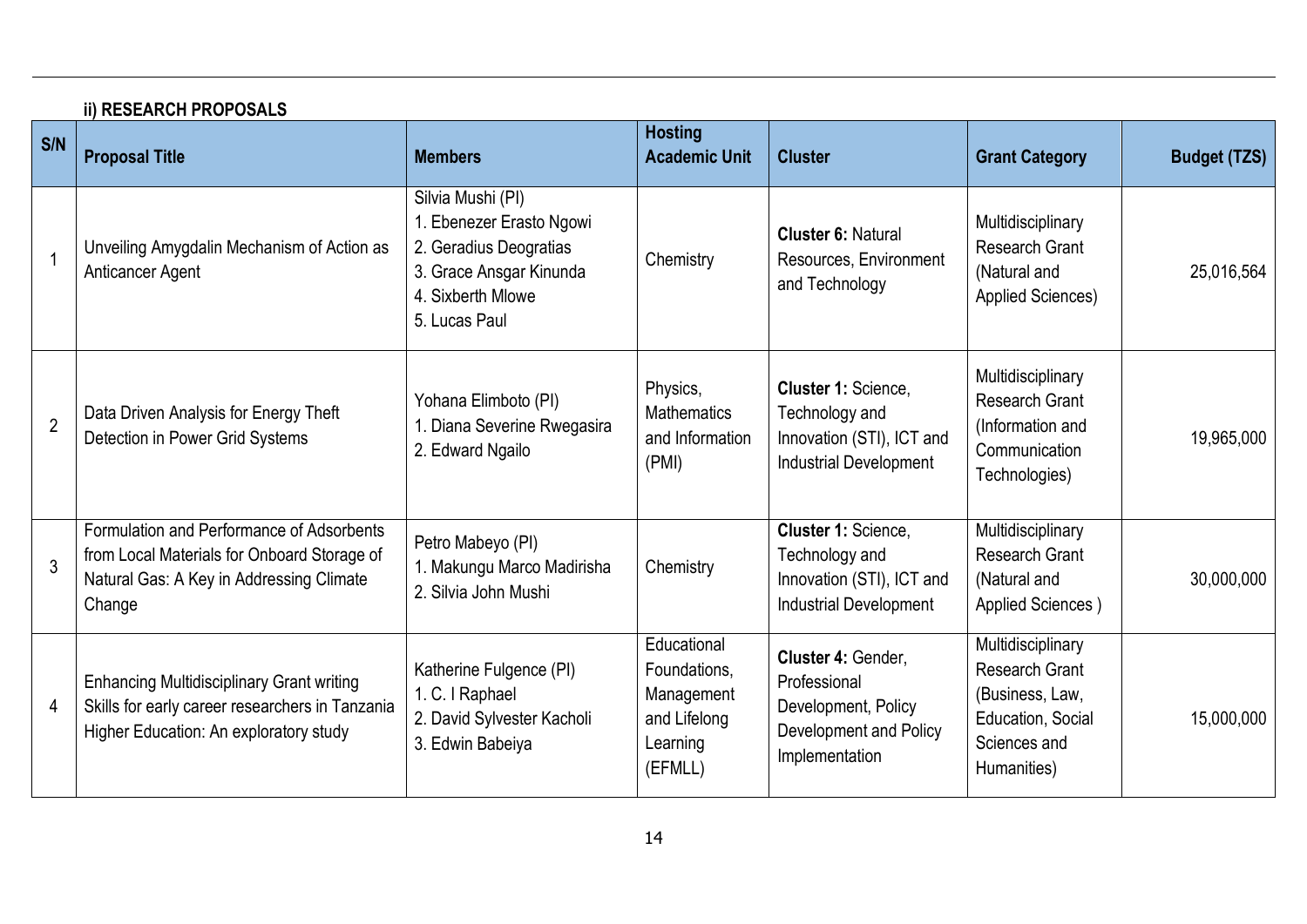**ii) RESEARCH PROPOSALS**

| S/N | Proposal Title | Members | Hosting Academic Unit | Cluster | Grant Category | Budget (TZS) |
|---|---|---|---|---|---|---|
| 1 | Unveiling Amygdalin Mechanism of Action as Anticancer Agent | Silvia Mushi (PI)<br>1. Ebenezer Erasto Ngowi<br>2. Geradius Deogratias<br>3. Grace Ansgar Kinunda<br>4. Sixberth Mlowe<br>5. Lucas Paul | Chemistry | **Cluster 6:** Natural Resources, Environment and Technology | Multidisciplinary Research Grant (Natural and Applied Sciences) | 25,016,564 |
| 2 | Data Driven Analysis for Energy Theft Detection in Power Grid Systems | Yohana Elimboto (PI)<br>1. Diana Severine Rwegasira<br>2. Edward Ngailo | Physics, Mathematics and Information (PMI) | **Cluster 1:** Science, Technology and Innovation (STI), ICT and Industrial Development | Multidisciplinary Research Grant (Information and Communication Technologies) | 19,965,000 |
| 3 | Formulation and Performance of Adsorbents from Local Materials for Onboard Storage of Natural Gas: A Key in Addressing Climate Change | Petro Mabeyo (PI)<br>1. Makungu Marco Madirisha<br>2. Silvia John Mushi | Chemistry | **Cluster 1:** Science, Technology and Innovation (STI), ICT and Industrial Development | Multidisciplinary Research Grant (Natural and Applied Sciences ) | 30,000,000 |
| 4 | Enhancing Multidisciplinary Grant writing Skills for early career researchers in Tanzania Higher Education: An exploratory study | Katherine Fulgence (PI)<br>1. C. I Raphael<br>2. David Sylvester Kacholi<br>3. Edwin Babeiya | Educational Foundations, Management and Lifelong Learning (EFMLL) | **Cluster 4:** Gender, Professional Development, Policy Development and Policy Implementation | Multidisciplinary Research Grant (Business, Law, Education, Social Sciences and Humanities) | 15,000,000 |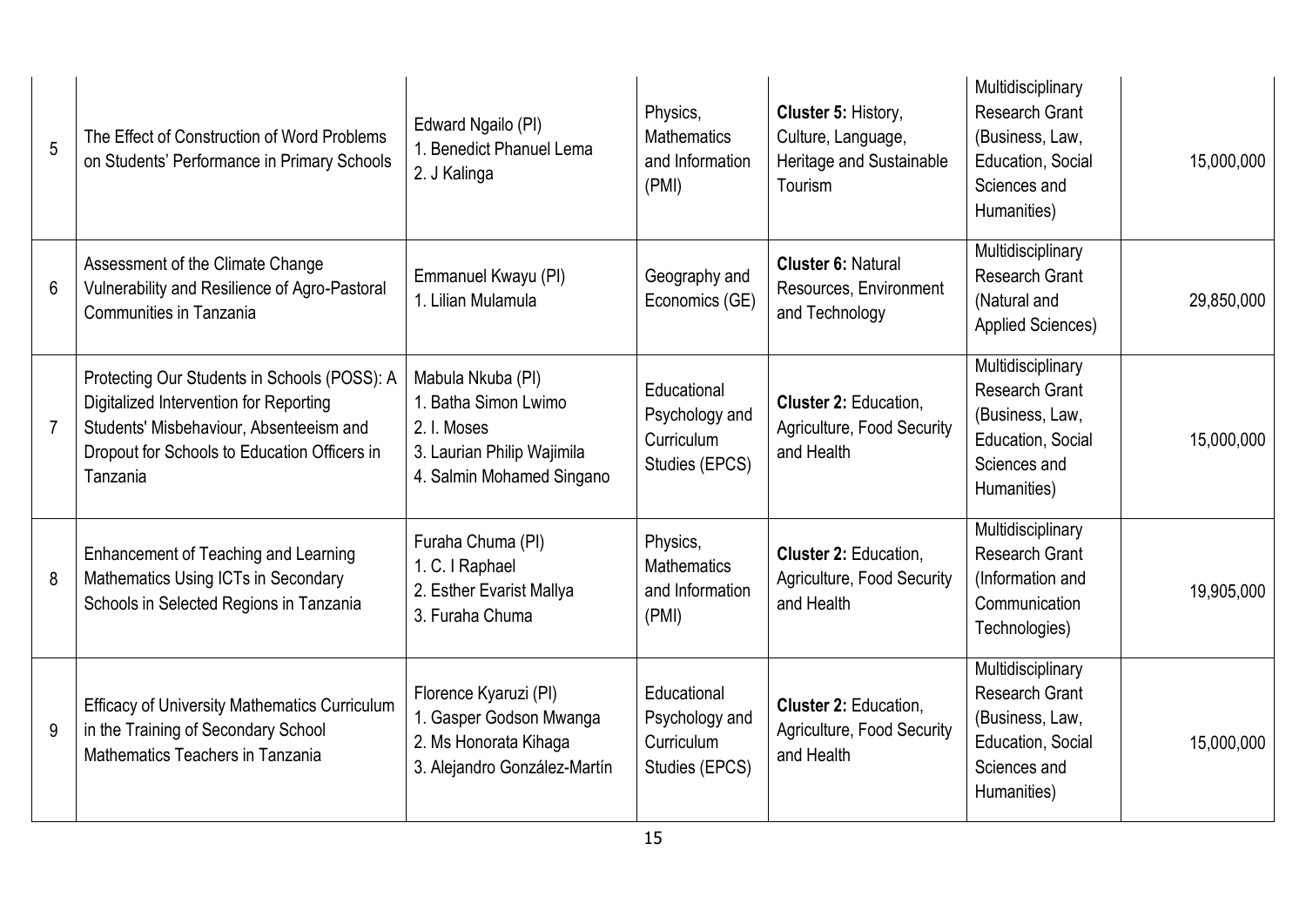| | | | | | | |
|---|---|---|---|---|---|---|
| 5 | The Effect of Construction of Word Problems on Students' Performance in Primary Schools | Edward Ngailo (PI)<br>1. Benedict Phanuel Lema<br>2. J Kalinga | Physics, Mathematics and Information (PMI) | **Cluster 5:** History, Culture, Language, Heritage and Sustainable Tourism | Multidisciplinary Research Grant (Business, Law, Education, Social Sciences and Humanities) | 15,000,000 |
| 6 | Assessment of the Climate Change Vulnerability and Resilience of Agro-Pastoral Communities in Tanzania | Emmanuel Kwayu (PI)<br>1. Lilian Mulamula | Geography and Economics (GE) | **Cluster 6:** Natural Resources, Environment and Technology | Multidisciplinary Research Grant (Natural and Applied Sciences) | 29,850,000 |
| 7 | Protecting Our Students in Schools (POSS): A Digitalized Intervention for Reporting Students' Misbehaviour, Absenteeism and Dropout for Schools to Education Officers in Tanzania | Mabula Nkuba (PI)<br>1. Batha Simon Lwimo<br>2. I. Moses<br>3. Laurian Philip Wajimila<br>4. Salmin Mohamed Singano | Educational Psychology and Curriculum Studies (EPCS) | **Cluster 2:** Education, Agriculture, Food Security and Health | Multidisciplinary Research Grant (Business, Law, Education, Social Sciences and Humanities) | 15,000,000 |
| 8 | Enhancement of Teaching and Learning Mathematics Using ICTs in Secondary Schools in Selected Regions in Tanzania | Furaha Chuma (PI)<br>1. C. I Raphael<br>2. Esther Evarist Mallya<br>3. Furaha Chuma | Physics, Mathematics and Information (PMI) | **Cluster 2:** Education, Agriculture, Food Security and Health | Multidisciplinary Research Grant (Information and Communication Technologies) | 19,905,000 |
| 9 | Efficacy of University Mathematics Curriculum in the Training of Secondary School Mathematics Teachers in Tanzania | Florence Kyaruzi (PI)<br>1. Gasper Godson Mwanga<br>2. Ms Honorata Kihaga<br>3. Alejandro González-Martín | Educational Psychology and Curriculum Studies (EPCS) | **Cluster 2:** Education, Agriculture, Food Security and Health | Multidisciplinary Research Grant (Business, Law, Education, Social Sciences and Humanities) | 15,000,000 |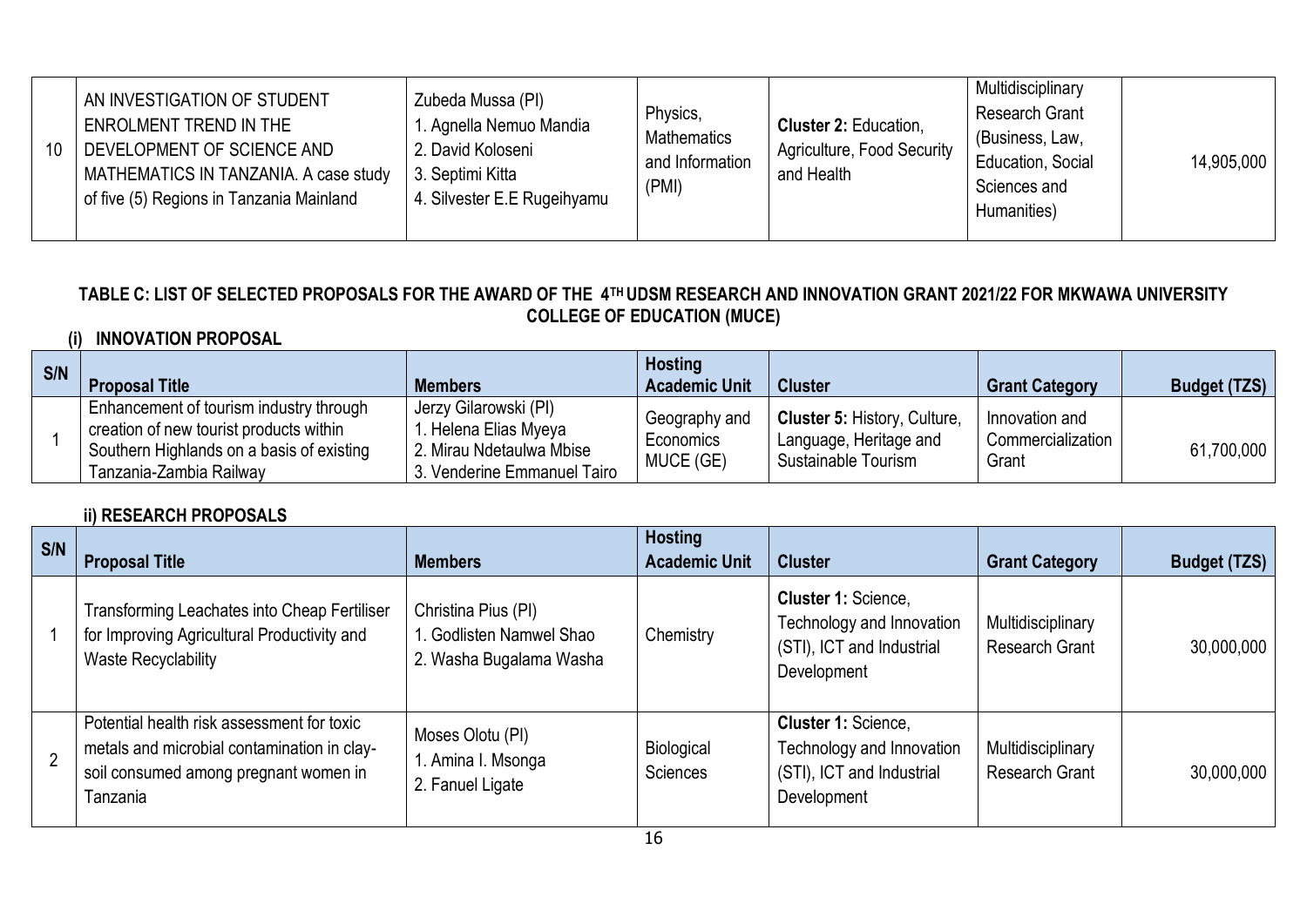| 10 | AN INVESTIGATION OF STUDENT ENROLMENT TREND IN THE DEVELOPMENT OF SCIENCE AND MATHEMATICS IN TANZANIA. A case study of five (5) Regions in Tanzania Mainland | Zubeda Mussa (PI) 1. Agnella Nemuo Mandia 2. David Koloseni 3. Septimi Kitta 4. Silvester E.E Rugeihyamu | Physics, Mathematics and Information (PMI) | **Cluster 2:** Education, Agriculture, Food Security and Health | Multidisciplinary Research Grant (Business, Law, Education, Social Sciences and Humanities) | 14,905,000 |
|---|---|---|---|---|---|---|

**TABLE C: LIST OF SELECTED PROPOSALS FOR THE AWARD OF THE 4TH UDSM RESEARCH AND INNOVATION GRANT 2021/22 FOR MKWAWA UNIVERSITY COLLEGE OF EDUCATION (MUCE)**

**(i) INNOVATION PROPOSAL**

| S/N | Proposal Title | Members | Hosting Academic Unit | Cluster | Grant Category | Budget (TZS) |
|---|---|---|---|---|---|---|
| 1 | Enhancement of tourism industry through creation of new tourist products within Southern Highlands on a basis of existing Tanzania-Zambia Railway | Jerzy Gilarowski (PI) 1. Helena Elias Myeya 2. Mirau Ndetaulwa Mbise 3. Venderine Emmanuel Tairo | Geography and Economics MUCE (GE) | **Cluster 5:** History, Culture, Language, Heritage and Sustainable Tourism | Innovation and Commercialization Grant | 61,700,000 |

**ii) RESEARCH PROPOSALS**

| S/N | Proposal Title | Members | Hosting Academic Unit | Cluster | Grant Category | Budget (TZS) |
|---|---|---|---|---|---|---|
| 1 | Transforming Leachates into Cheap Fertiliser for Improving Agricultural Productivity and Waste Recyclability | Christina Pius (PI) 1. Godlisten Namwel Shao 2. Washa Bugalama Washa | Chemistry | **Cluster 1:** Science, Technology and Innovation (STI), ICT and Industrial Development | Multidisciplinary Research Grant | 30,000,000 |
| 2 | Potential health risk assessment for toxic metals and microbial contamination in clay-soil consumed among pregnant women in Tanzania | Moses Olotu (PI) 1. Amina I. Msonga 2. Fanuel Ligate | Biological Sciences | **Cluster 1:** Science, Technology and Innovation (STI), ICT and Industrial Development | Multidisciplinary Research Grant | 30,000,000 |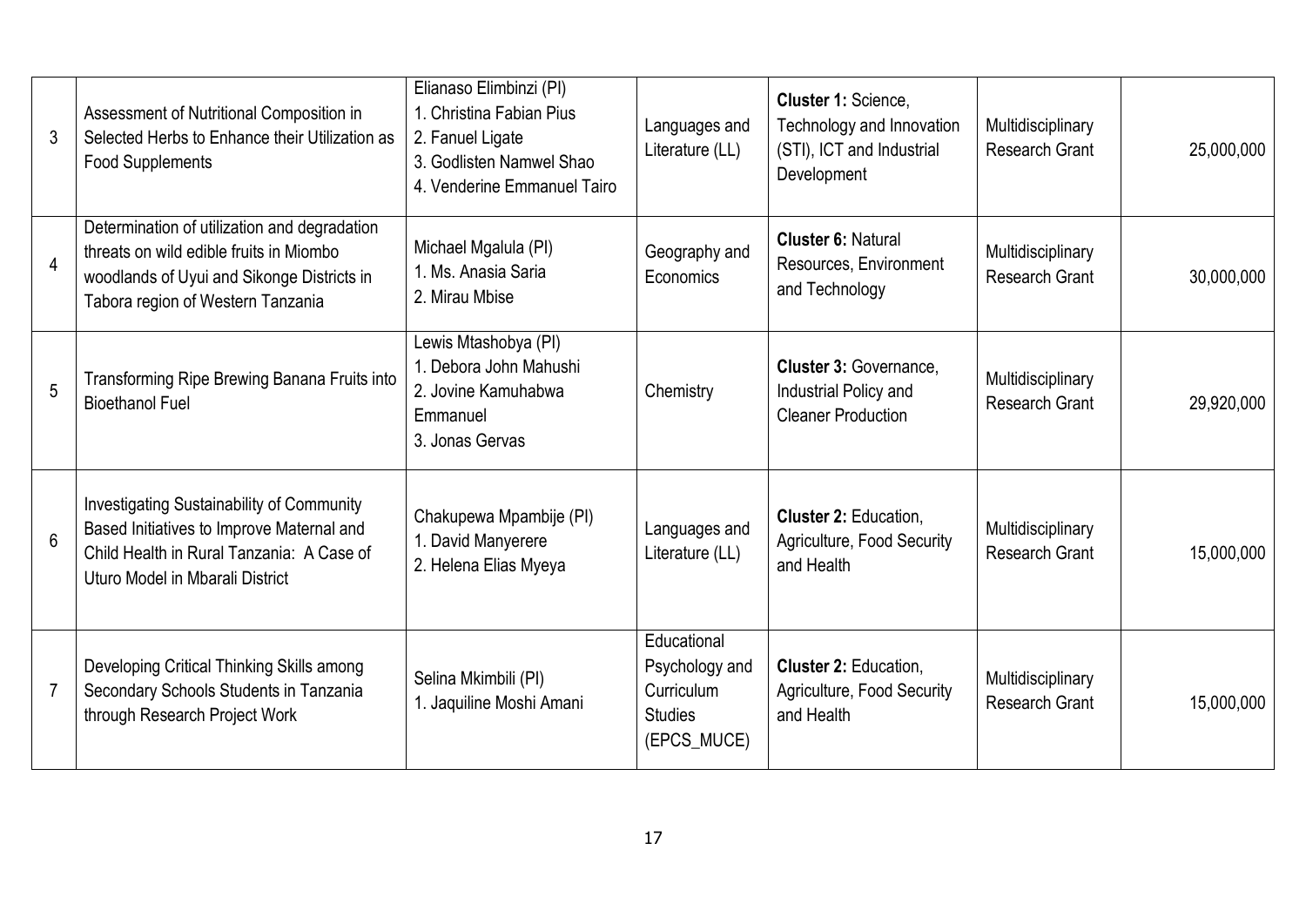| 3 | Assessment of Nutritional Composition in Selected Herbs to Enhance their Utilization as Food Supplements | Elianaso Elimbinzi (PI)<br>1. Christina Fabian Pius<br>2. Fanuel Ligate<br>3. Godlisten Namwel Shao<br>4. Venderine Emmanuel Tairo | Languages and Literature (LL) | **Cluster 1:** Science, Technology and Innovation (STI), ICT and Industrial Development | Multidisciplinary Research Grant | 25,000,000 |
|---|---|---|---|---|---|---|
| 4 | Determination of utilization and degradation threats on wild edible fruits in Miombo woodlands of Uyui and Sikonge Districts in Tabora region of Western Tanzania | Michael Mgalula (PI)<br>1. Ms. Anasia Saria<br>2. Mirau Mbise | Geography and Economics | **Cluster 6:** Natural Resources, Environment and Technology | Multidisciplinary Research Grant | 30,000,000 |
| 5 | Transforming Ripe Brewing Banana Fruits into Bioethanol Fuel | Lewis Mtashobya (PI)<br>1. Debora John Mahushi<br>2. Jovine Kamuhabwa Emmanuel<br>3. Jonas Gervas | Chemistry | **Cluster 3:** Governance, Industrial Policy and Cleaner Production | Multidisciplinary Research Grant | 29,920,000 |
| 6 | Investigating Sustainability of Community Based Initiatives to Improve Maternal and Child Health in Rural Tanzania: A Case of Uturo Model in Mbarali District | Chakupewa Mpambije (PI)<br>1. David Manyerere<br>2. Helena Elias Myeya | Languages and Literature (LL) | **Cluster 2:** Education, Agriculture, Food Security and Health | Multidisciplinary Research Grant | 15,000,000 |
| 7 | Developing Critical Thinking Skills among Secondary Schools Students in Tanzania through Research Project Work | Selina Mkimbili (PI)<br>1. Jaquiline Moshi Amani | Educational Psychology and Curriculum Studies (EPCS_MUCE) | **Cluster 2:** Education, Agriculture, Food Security and Health | Multidisciplinary Research Grant | 15,000,000 |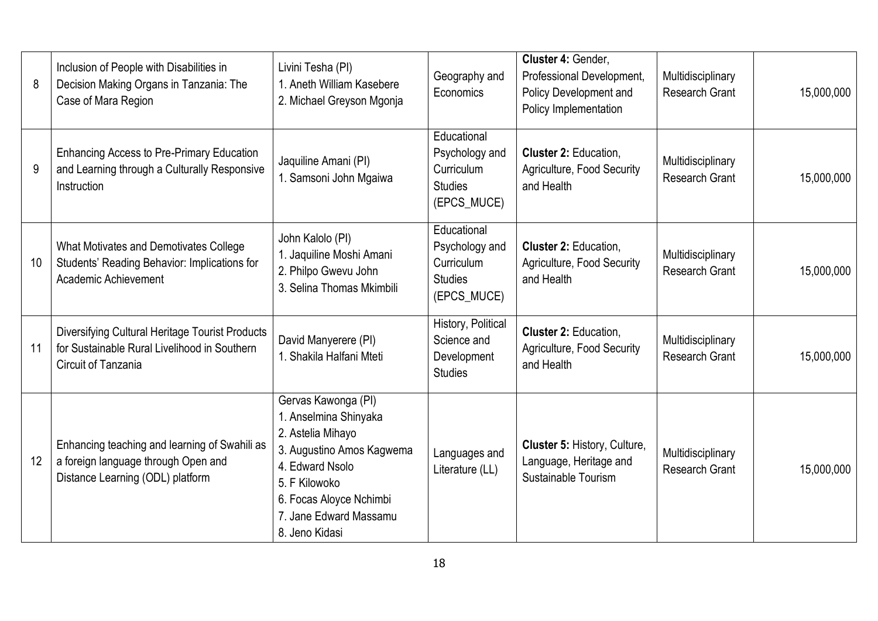| 8 | Inclusion of People with Disabilities in Decision Making Organs in Tanzania: The Case of Mara Region | Livini Tesha (PI)<br>1. Aneth William Kasebere<br>2. Michael Greyson Mgonja | Geography and Economics | **Cluster 4:** Gender, Professional Development, Policy Development and Policy Implementation | Multidisciplinary Research Grant | 15,000,000 |
|---|---|---|---|---|---|---|
| 9 | Enhancing Access to Pre-Primary Education and Learning through a Culturally Responsive Instruction | Jaquiline Amani (PI)<br>1. Samsoni John Mgaiwa | Educational Psychology and Curriculum Studies (EPCS_MUCE) | **Cluster 2:** Education, Agriculture, Food Security and Health | Multidisciplinary Research Grant | 15,000,000 |
| 10 | What Motivates and Demotivates College Students' Reading Behavior: Implications for Academic Achievement | John Kalolo (PI)<br>1. Jaquiline Moshi Amani<br>2. Philpo Gwevu John<br>3. Selina Thomas Mkimbili | Educational Psychology and Curriculum Studies (EPCS_MUCE) | **Cluster 2:** Education, Agriculture, Food Security and Health | Multidisciplinary Research Grant | 15,000,000 |
| 11 | Diversifying Cultural Heritage Tourist Products for Sustainable Rural Livelihood in Southern Circuit of Tanzania | David Manyerere (PI)<br>1. Shakila Halfani Mteti | History, Political Science and Development Studies | **Cluster 2:** Education, Agriculture, Food Security and Health | Multidisciplinary Research Grant | 15,000,000 |
| 12 | Enhancing teaching and learning of Swahili as a foreign language through Open and Distance Learning (ODL) platform | Gervas Kawonga (PI)<br>1. Anselmina Shinyaka<br>2. Astelia Mihayo<br>3. Augustino Amos Kagwema<br>4. Edward Nsolo<br>5. F Kilowoko<br>6. Focas Aloyce Nchimbi<br>7. Jane Edward Massamu<br>8. Jeno Kidasi | Languages and Literature (LL) | **Cluster 5:** History, Culture, Language, Heritage and Sustainable Tourism | Multidisciplinary Research Grant | 15,000,000 |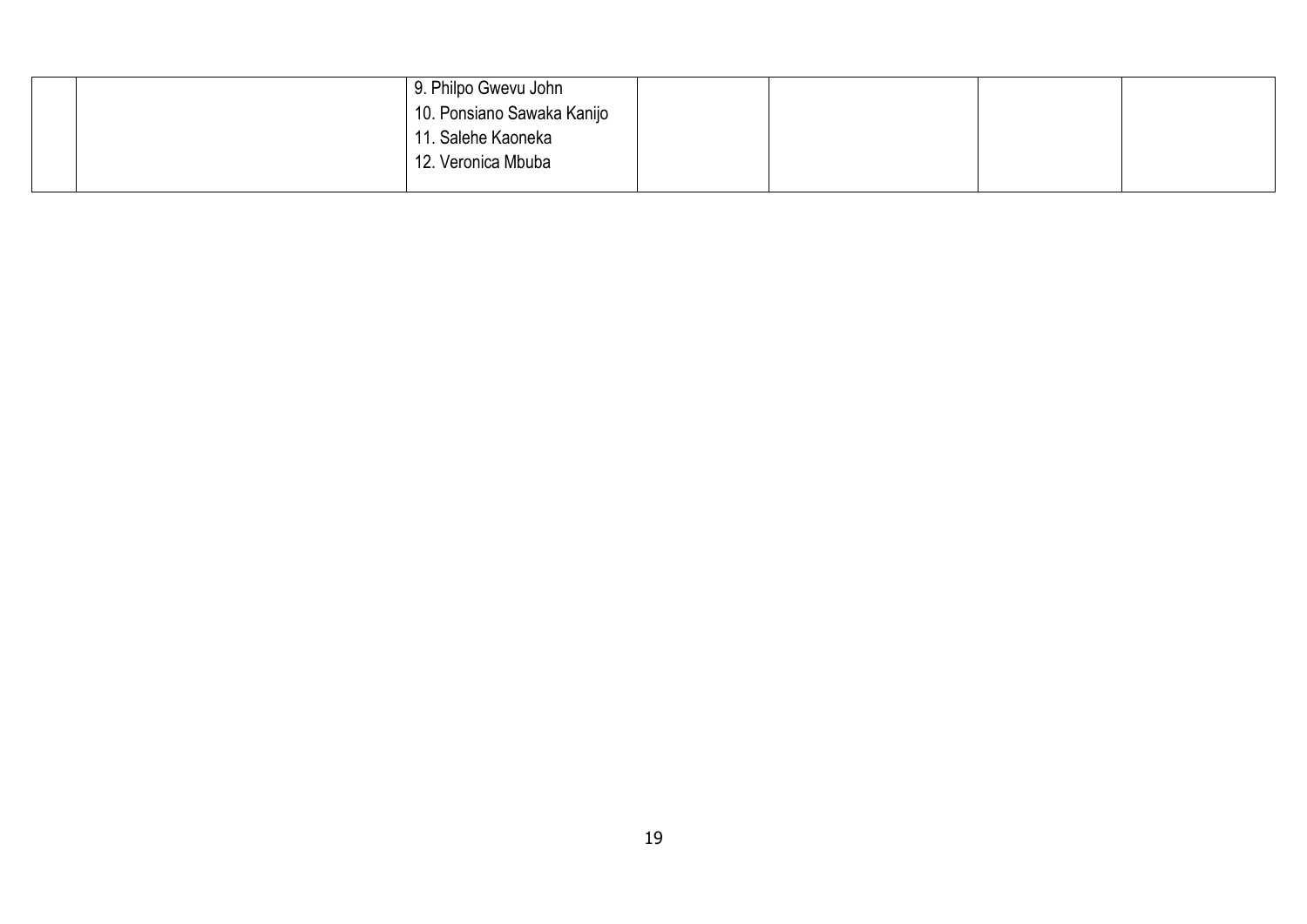| | | | | | | |
|---|---|---|---|---|---|---|
| | | 9. Philpo Gwevu John<br>10. Ponsiano Sawaka Kanijo<br>11. Salehe Kaoneka<br>12. Veronica Mbuba | | | | |